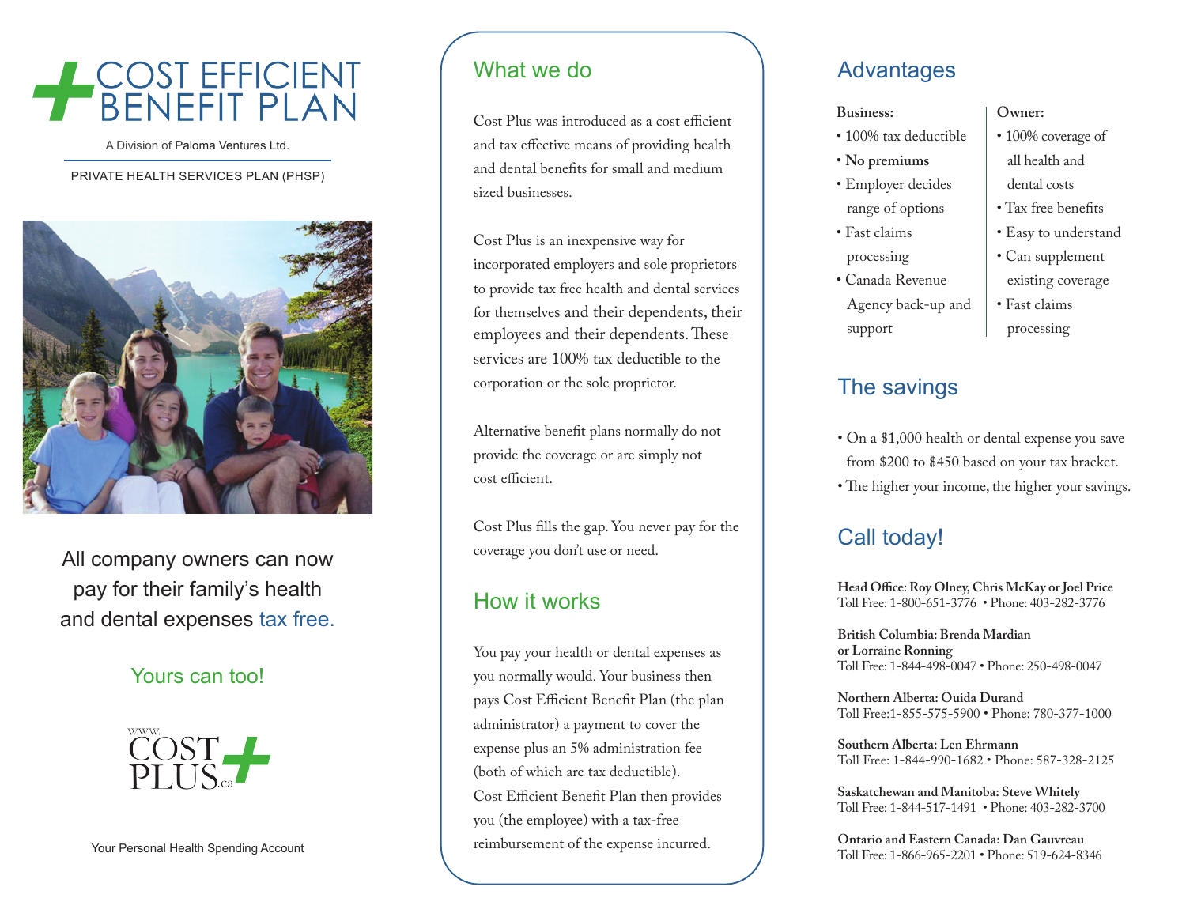# COST EFFICIENT BENEFIT PLAN

A Division of Paloma Ventures Ltd.

PRIVATE HEALTH SERVICES PLAN (PHSP)

All company owners can now pay for their family's health and dental expenses tax free.

Yours can too!

www.COSTPLUS.ca

Your Personal Health Spending Account

## What we do

Cost Plus was introduced as a cost efficient and tax effective means of providing health and dental benefits for small and medium sized businesses.

Cost Plus is an inexpensive way for incorporated employers and sole proprietors to provide tax free health and dental services for themselves and their dependents, their employees and their dependents. These services are 100% tax deductible to the corporation or the sole proprietor.

Alternative benefit plans normally do not provide the coverage or are simply not cost efficient.

Cost Plus fills the gap. You never pay for the coverage you don't use or need.

## How it works

You pay your health or dental expenses as you normally would. Your business then pays Cost Efficient Benefit Plan (the plan administrator) a payment to cover the expense plus an 5% administration fee (both of which are tax deductible). Cost Efficient Benefit Plan then provides you (the employee) with a tax-free reimbursement of the expense incurred.

## Advantages

**Business:**

- 100% tax deductible
- **No premiums**
- Employer decides range of options
- Fast claims processing
- Canada Revenue Agency back-up and support

**Owner:**

- 100% coverage of all health and dental costs
- Tax free benefits
- Easy to understand
- Can supplement existing coverage
- Fast claims processing

## The savings

- On a $1,000 health or dental expense you save from $200 to $450 based on your tax bracket.
- The higher your income, the higher your savings.

## Call today!

**Head Office: Roy Olney, Chris McKay or Joel Price**
Toll Free: 1-800-651-3776 • Phone: 403-282-3776

**British Columbia: Brenda Mardian or Lorraine Ronning**
Toll Free: 1-844-498-0047 • Phone: 250-498-0047

**Northern Alberta: Ouida Durand**
Toll Free:1-855-575-5900 • Phone: 780-377-1000

**Southern Alberta: Len Ehrmann**
Toll Free: 1-844-990-1682 • Phone: 587-328-2125

**Saskatchewan and Manitoba: Steve Whitely**
Toll Free: 1-844-517-1491 • Phone: 403-282-3700

**Ontario and Eastern Canada: Dan Gauvreau**
Toll Free: 1-866-965-2201 • Phone: 519-624-8346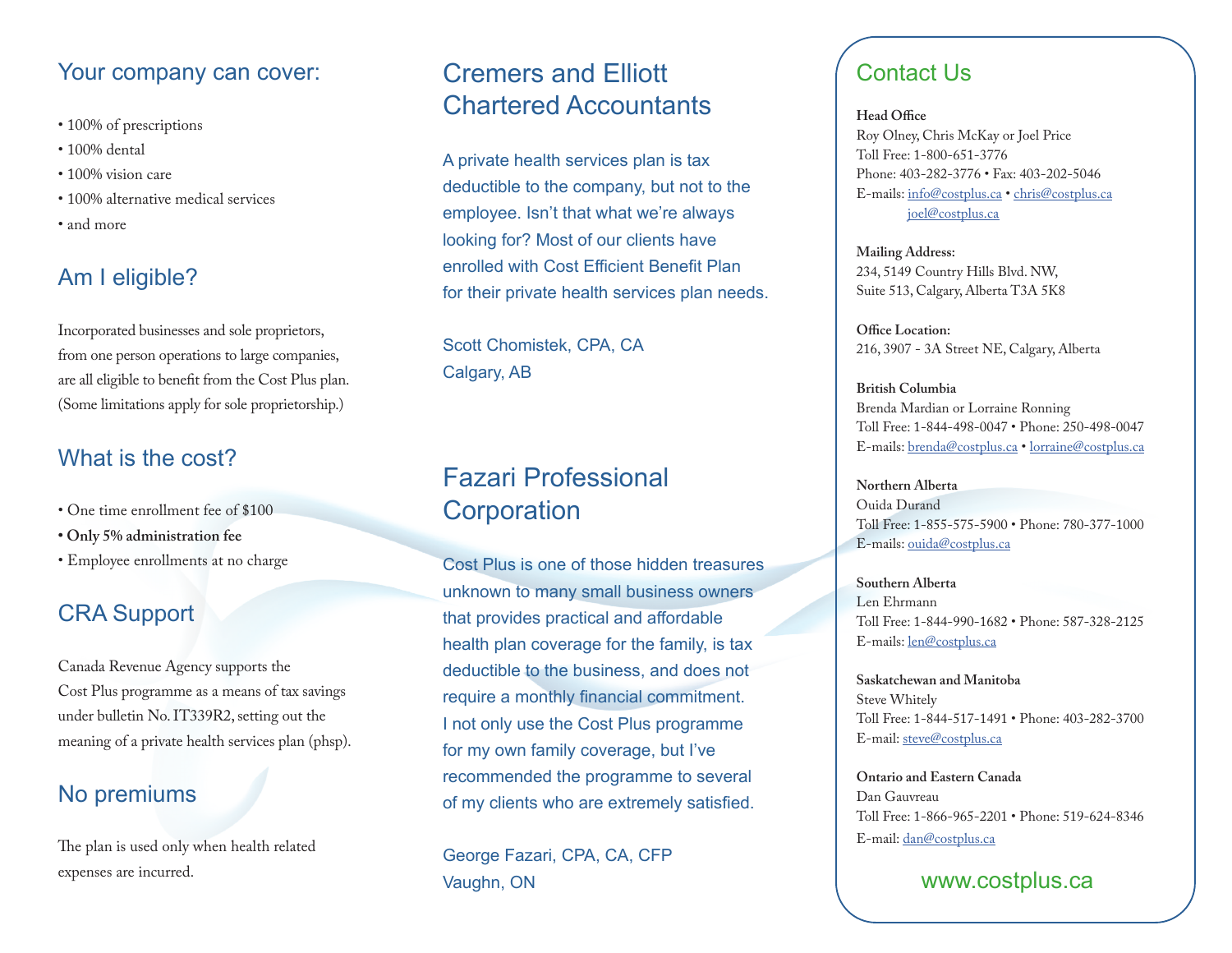## Your company can cover:

- 100% of prescriptions
- 100% dental
- 100% vision care
- 100% alternative medical services
- and more

## Am I eligible?

Incorporated businesses and sole proprietors, from one person operations to large companies, are all eligible to benefit from the Cost Plus plan. (Some limitations apply for sole proprietorship.)

## What is the cost?

- One time enrollment fee of $100
- **Only 5% administration fee**
- Employee enrollments at no charge

## CRA Support

Canada Revenue Agency supports the Cost Plus programme as a means of tax savings under bulletin No. IT339R2, setting out the meaning of a private health services plan (phsp).

## No premiums

The plan is used only when health related expenses are incurred.

## Cremers and Elliott Chartered Accountants

A private health services plan is tax deductible to the company, but not to the employee. Isn't that what we're always looking for? Most of our clients have enrolled with Cost Efficient Benefit Plan for their private health services plan needs.

Scott Chomistek, CPA, CA
Calgary, AB

## Fazari Professional Corporation

Cost Plus is one of those hidden treasures unknown to many small business owners that provides practical and affordable health plan coverage for the family, is tax deductible to the business, and does not require a monthly financial commitment. I not only use the Cost Plus programme for my own family coverage, but I've recommended the programme to several of my clients who are extremely satisfied.

George Fazari, CPA, CA, CFP
Vaughn, ON

## Contact Us

**Head Office**
Roy Olney, Chris McKay or Joel Price
Toll Free: 1-800-651-3776
Phone: 403-282-3776 • Fax: 403-202-5046
E-mails: info@costplus.ca • chris@costplus.ca
joel@costplus.ca

**Mailing Address:**
234, 5149 Country Hills Blvd. NW,
Suite 513, Calgary, Alberta T3A 5K8

**Office Location:**
216, 3907 - 3A Street NE, Calgary, Alberta

**British Columbia**
Brenda Mardian or Lorraine Ronning
Toll Free: 1-844-498-0047 • Phone: 250-498-0047
E-mails: brenda@costplus.ca • lorraine@costplus.ca

**Northern Alberta**
Ouida Durand
Toll Free: 1-855-575-5900 • Phone: 780-377-1000
E-mails: ouida@costplus.ca

**Southern Alberta**
Len Ehrmann
Toll Free: 1-844-990-1682 • Phone: 587-328-2125
E-mails: len@costplus.ca

**Saskatchewan and Manitoba**
Steve Whitely
Toll Free: 1-844-517-1491 • Phone: 403-282-3700
E-mail: steve@costplus.ca

**Ontario and Eastern Canada**
Dan Gauvreau
Toll Free: 1-866-965-2201 • Phone: 519-624-8346
E-mail: dan@costplus.ca

www.costplus.ca